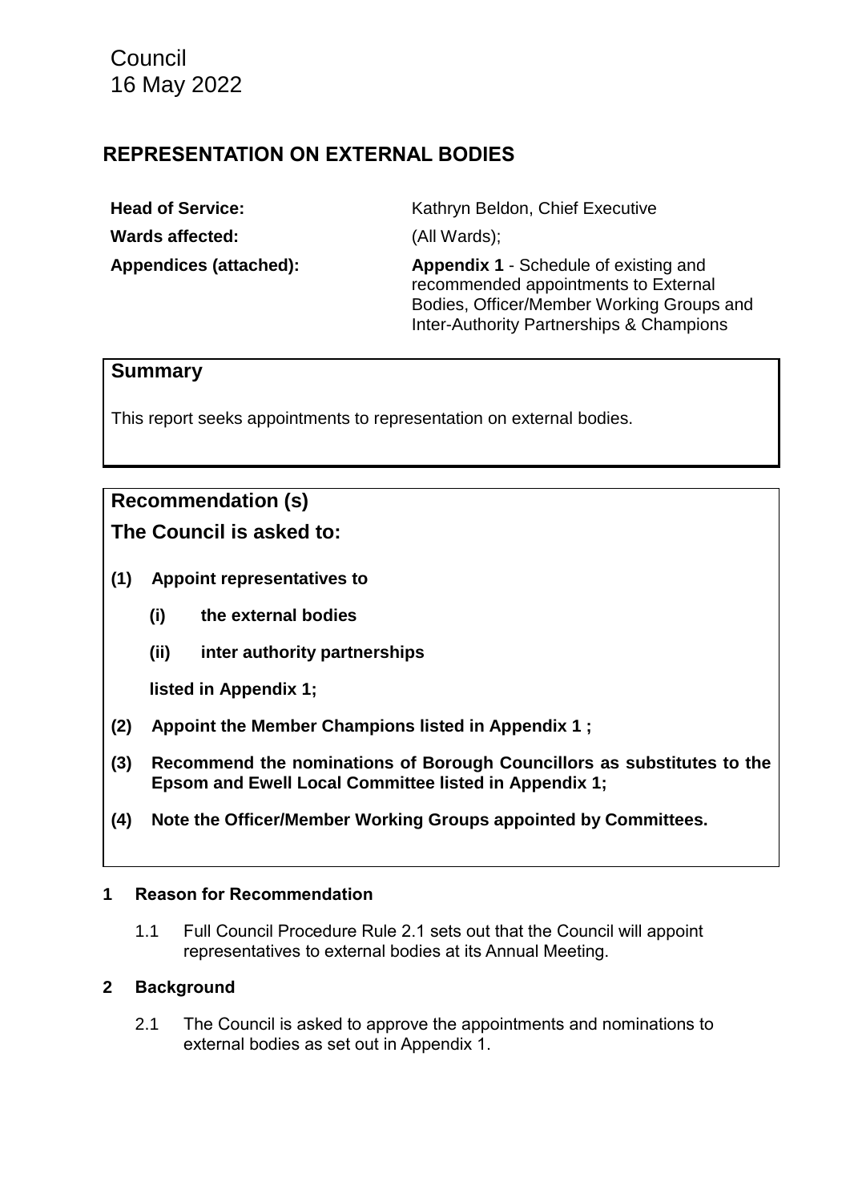Council
16 May 2022

# REPRESENTATION ON EXTERNAL BODIES

| | |
|---|---|
| **Head of Service:** | Kathryn Beldon, Chief Executive |
| **Wards affected:** | (All Wards); |
| **Appendices (attached):** | **Appendix 1** - Schedule of existing and recommended appointments to External Bodies, Officer/Member Working Groups and Inter-Authority Partnerships & Champions |

## Summary

This report seeks appointments to representation on external bodies.

## Recommendation (s)

## The Council is asked to:

**(1) Appoint representatives to**

**(i) the external bodies**

**(ii) inter authority partnerships**

**listed in Appendix 1;**

**(2) Appoint the Member Champions listed in Appendix 1 ;**

**(3) Recommend the nominations of Borough Councillors as substitutes to the Epsom and Ewell Local Committee listed in Appendix 1;**

**(4) Note the Officer/Member Working Groups appointed by Committees.**

### 1 Reason for Recommendation

1.1 Full Council Procedure Rule 2.1 sets out that the Council will appoint representatives to external bodies at its Annual Meeting.

### 2 Background

2.1 The Council is asked to approve the appointments and nominations to external bodies as set out in Appendix 1.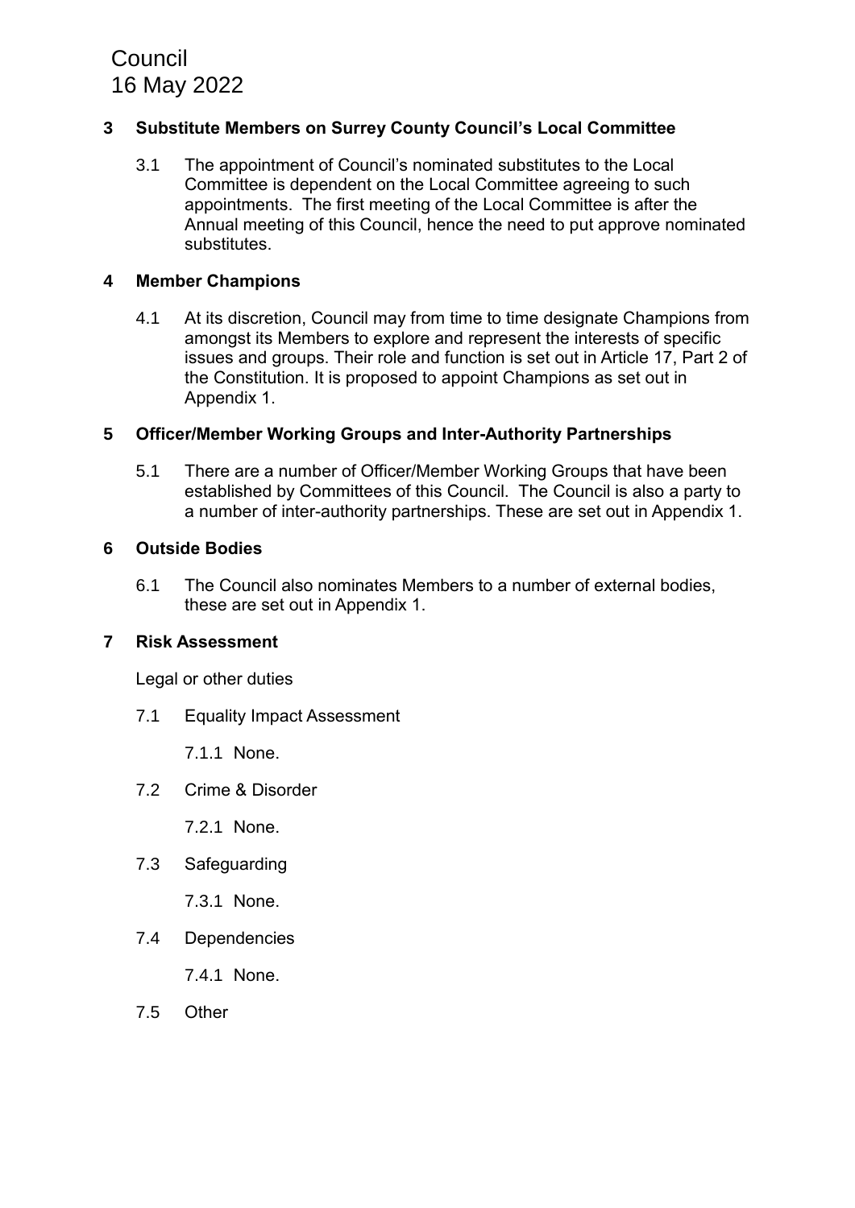## 3 Substitute Members on Surrey County Council's Local Committee

3.1 The appointment of Council's nominated substitutes to the Local Committee is dependent on the Local Committee agreeing to such appointments. The first meeting of the Local Committee is after the Annual meeting of this Council, hence the need to put approve nominated substitutes.

## 4 Member Champions

4.1 At its discretion, Council may from time to time designate Champions from amongst its Members to explore and represent the interests of specific issues and groups. Their role and function is set out in Article 17, Part 2 of the Constitution. It is proposed to appoint Champions as set out in Appendix 1.

## 5 Officer/Member Working Groups and Inter-Authority Partnerships

5.1 There are a number of Officer/Member Working Groups that have been established by Committees of this Council. The Council is also a party to a number of inter-authority partnerships. These are set out in Appendix 1.

## 6 Outside Bodies

6.1 The Council also nominates Members to a number of external bodies, these are set out in Appendix 1.

## 7 Risk Assessment

Legal or other duties

7.1 Equality Impact Assessment

7.1.1 None.

7.2 Crime & Disorder

7.2.1 None.

7.3 Safeguarding

7.3.1 None.

7.4 Dependencies

7.4.1 None.

7.5 Other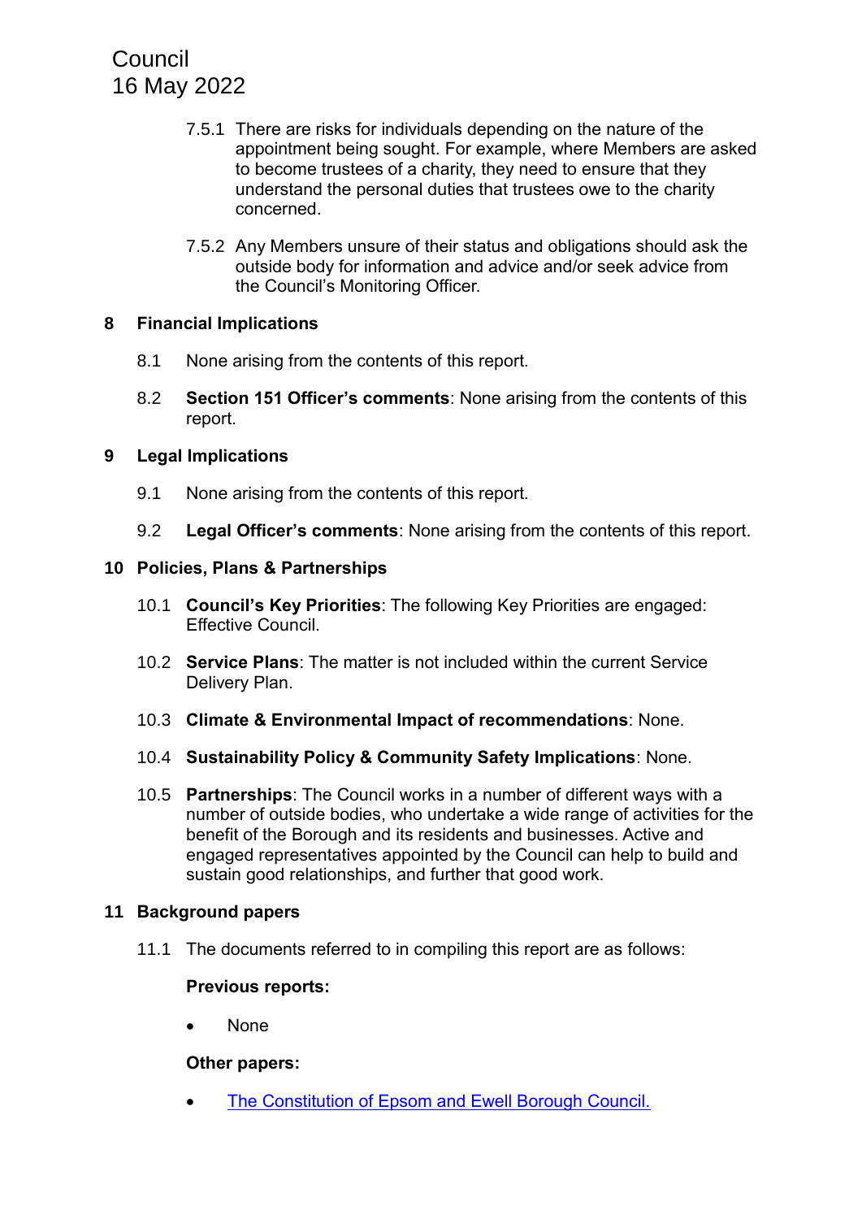7.5.1 There are risks for individuals depending on the nature of the appointment being sought. For example, where Members are asked to become trustees of a charity, they need to ensure that they understand the personal duties that trustees owe to the charity concerned.

7.5.2 Any Members unsure of their status and obligations should ask the outside body for information and advice and/or seek advice from the Council's Monitoring Officer.

## 8 Financial Implications

8.1 None arising from the contents of this report.

8.2 **Section 151 Officer's comments**: None arising from the contents of this report.

## 9 Legal Implications

9.1 None arising from the contents of this report.

9.2 **Legal Officer's comments**: None arising from the contents of this report.

## 10 Policies, Plans & Partnerships

10.1 **Council's Key Priorities**: The following Key Priorities are engaged: Effective Council.

10.2 **Service Plans**: The matter is not included within the current Service Delivery Plan.

10.3 **Climate & Environmental Impact of recommendations**: None.

10.4 **Sustainability Policy & Community Safety Implications**: None.

10.5 **Partnerships**: The Council works in a number of different ways with a number of outside bodies, who undertake a wide range of activities for the benefit of the Borough and its residents and businesses. Active and engaged representatives appointed by the Council can help to build and sustain good relationships, and further that good work.

## 11 Background papers

11.1 The documents referred to in compiling this report are as follows:

**Previous reports:**

- None

**Other papers:**

- The Constitution of Epsom and Ewell Borough Council.